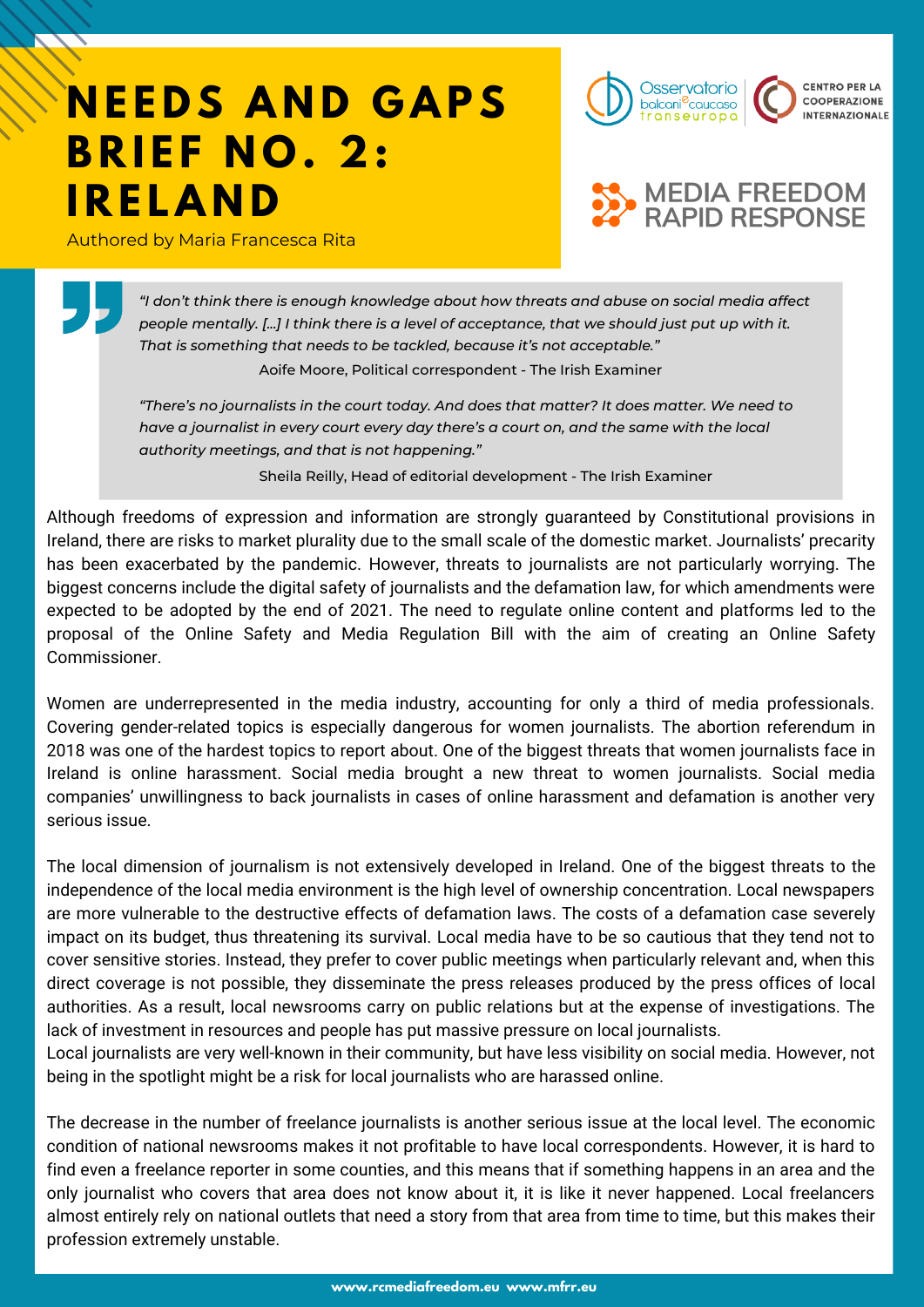# NEEDS AND GAPS BRIEF NO. 2: IRELAND

Authored by Maria Francesca Rita

> *"I don't think there is enough knowledge about how threats and abuse on social media affect people mentally. [...] I think there is a level of acceptance, that we should just put up with it. That is something that needs to be tackled, because it's not acceptable."*
>
> Aoife Moore, Political correspondent - The Irish Examiner
>
> *"There's no journalists in the court today. And does that matter? It does matter. We need to have a journalist in every court every day there's a court on, and the same with the local authority meetings, and that is not happening."*
>
> Sheila Reilly, Head of editorial development - The Irish Examiner

Although freedoms of expression and information are strongly guaranteed by Constitutional provisions in Ireland, there are risks to market plurality due to the small scale of the domestic market. Journalists' precarity has been exacerbated by the pandemic. However, threats to journalists are not particularly worrying. The biggest concerns include the digital safety of journalists and the defamation law, for which amendments were expected to be adopted by the end of 2021. The need to regulate online content and platforms led to the proposal of the Online Safety and Media Regulation Bill with the aim of creating an Online Safety Commissioner.

Women are underrepresented in the media industry, accounting for only a third of media professionals. Covering gender-related topics is especially dangerous for women journalists. The abortion referendum in 2018 was one of the hardest topics to report about. One of the biggest threats that women journalists face in Ireland is online harassment. Social media brought a new threat to women journalists. Social media companies' unwillingness to back journalists in cases of online harassment and defamation is another very serious issue.

The local dimension of journalism is not extensively developed in Ireland. One of the biggest threats to the independence of the local media environment is the high level of ownership concentration. Local newspapers are more vulnerable to the destructive effects of defamation laws. The costs of a defamation case severely impact on its budget, thus threatening its survival. Local media have to be so cautious that they tend not to cover sensitive stories. Instead, they prefer to cover public meetings when particularly relevant and, when this direct coverage is not possible, they disseminate the press releases produced by the press offices of local authorities. As a result, local newsrooms carry on public relations but at the expense of investigations. The lack of investment in resources and people has put massive pressure on local journalists.
Local journalists are very well-known in their community, but have less visibility on social media. However, not being in the spotlight might be a risk for local journalists who are harassed online.

The decrease in the number of freelance journalists is another serious issue at the local level. The economic condition of national newsrooms makes it not profitable to have local correspondents. However, it is hard to find even a freelance reporter in some counties, and this means that if something happens in an area and the only journalist who covers that area does not know about it, it is like it never happened. Local freelancers almost entirely rely on national outlets that need a story from that area from time to time, but this makes their profession extremely unstable.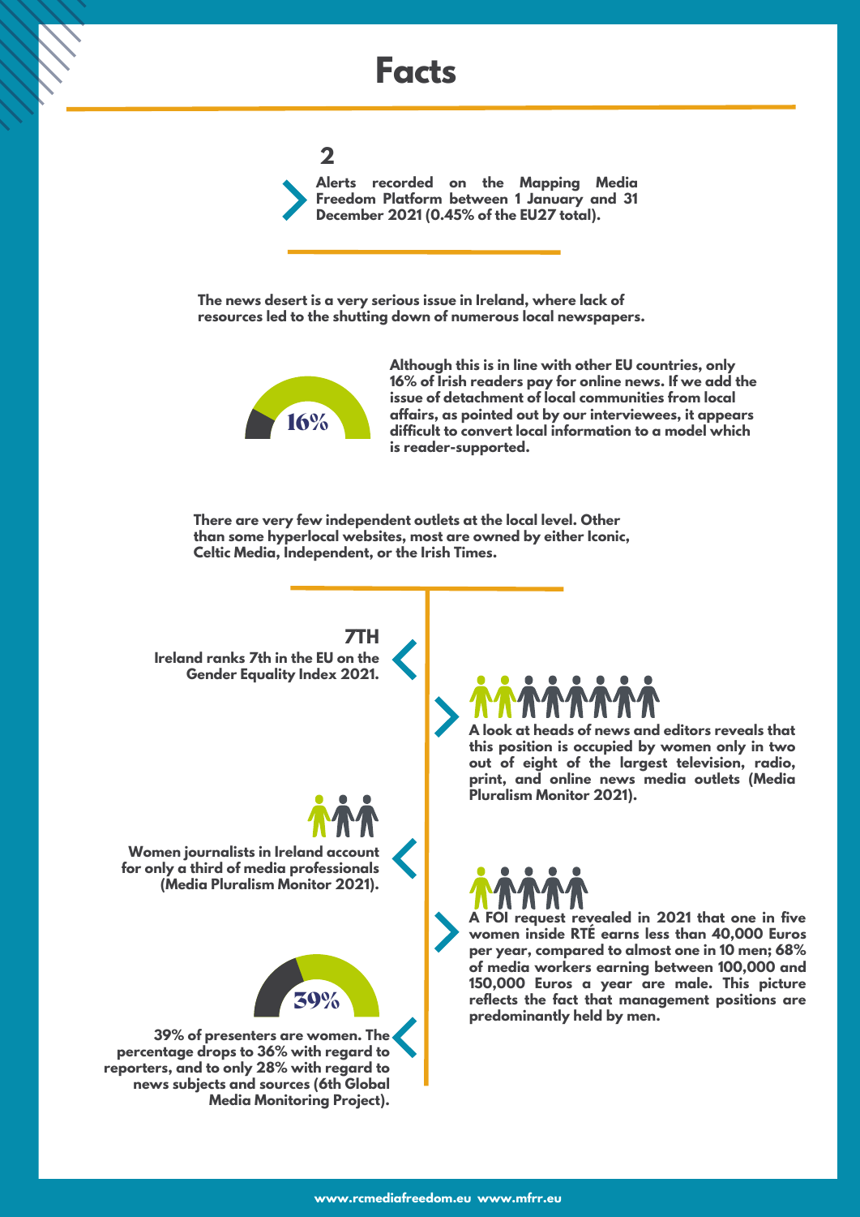# Facts

**2**

**Alerts recorded on the Mapping Media Freedom Platform between 1 January and 31 December 2021 (0.45% of the EU27 total).**

**The news desert is a very serious issue in Ireland, where lack of resources led to the shutting down of numerous local newspapers.**

**16%**

**Although this is in line with other EU countries, only 16% of Irish readers pay for online news. If we add the issue of detachment of local communities from local affairs, as pointed out by our interviewees, it appears difficult to convert local information to a model which is reader-supported.**

**There are very few independent outlets at the local level. Other than some hyperlocal websites, most are owned by either Iconic, Celtic Media, Independent, or the Irish Times.**

**7TH**

**Ireland ranks 7th in the EU on the Gender Equality Index 2021.**

**A look at heads of news and editors reveals that this position is occupied by women only in two out of eight of the largest television, radio, print, and online news media outlets (Media Pluralism Monitor 2021).**

**Women journalists in Ireland account for only a third of media professionals (Media Pluralism Monitor 2021).**

**A FOI request revealed in 2021 that one in five women inside RTÉ earns less than 40,000 Euros per year, compared to almost one in 10 men; 68% of media workers earning between 100,000 and 150,000 Euros a year are male. This picture reflects the fact that management positions are predominantly held by men.**

**39%**

**39% of presenters are women. The percentage drops to 36% with regard to reporters, and to only 28% with regard to news subjects and sources (6th Global Media Monitoring Project).**

www.rcmediafreedom.eu www.mfrr.eu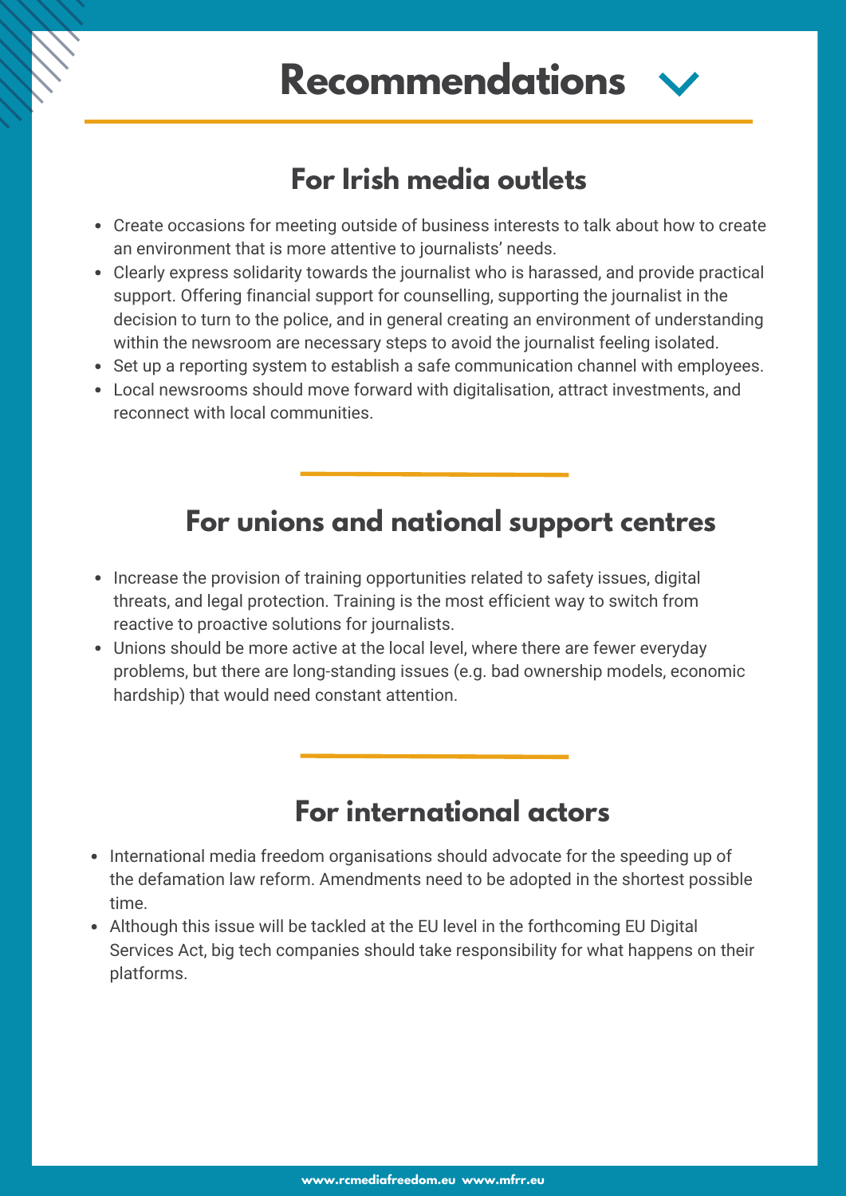# Recommendations

## For Irish media outlets

- Create occasions for meeting outside of business interests to talk about how to create an environment that is more attentive to journalists' needs.
- Clearly express solidarity towards the journalist who is harassed, and provide practical support. Offering financial support for counselling, supporting the journalist in the decision to turn to the police, and in general creating an environment of understanding within the newsroom are necessary steps to avoid the journalist feeling isolated.
- Set up a reporting system to establish a safe communication channel with employees.
- Local newsrooms should move forward with digitalisation, attract investments, and reconnect with local communities.

## For unions and national support centres

- Increase the provision of training opportunities related to safety issues, digital threats, and legal protection. Training is the most efficient way to switch from reactive to proactive solutions for journalists.
- Unions should be more active at the local level, where there are fewer everyday problems, but there are long-standing issues (e.g. bad ownership models, economic hardship) that would need constant attention.

## For international actors

- International media freedom organisations should advocate for the speeding up of the defamation law reform. Amendments need to be adopted in the shortest possible time.
- Although this issue will be tackled at the EU level in the forthcoming EU Digital Services Act, big tech companies should take responsibility for what happens on their platforms.